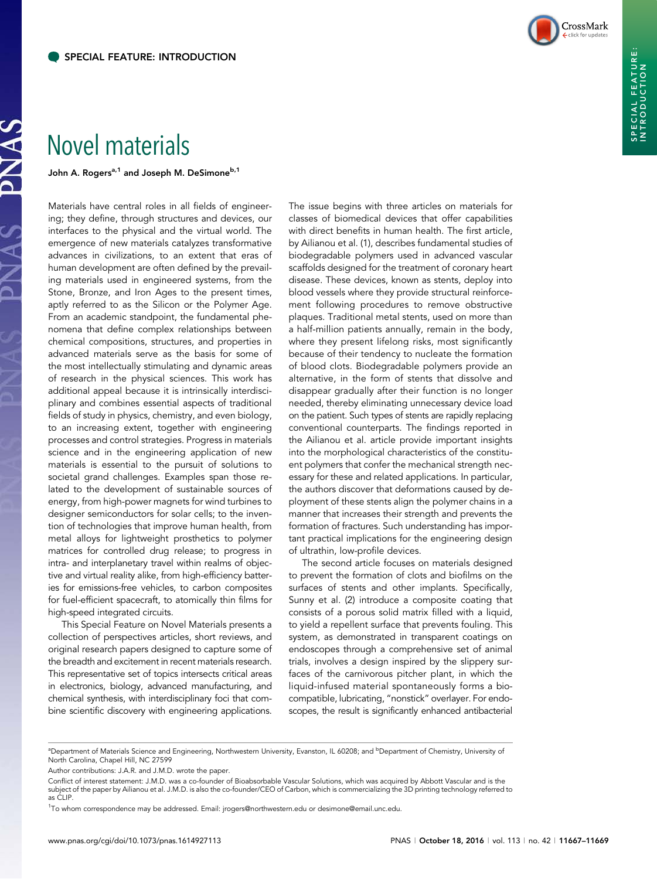SPECIAL FEATURE: INTRODUCTION

# Novel materials

John A. Rogers[a,1] and Joseph M. DeSimone[b,1]

Materials have central roles in all fields of engineering; they define, through structures and devices, our interfaces to the physical and the virtual world. The emergence of new materials catalyzes transformative advances in civilizations, to an extent that eras of human development are often defined by the prevailing materials used in engineered systems, from the Stone, Bronze, and Iron Ages to the present times, aptly referred to as the Silicon or the Polymer Age. From an academic standpoint, the fundamental phenomena that define complex relationships between chemical compositions, structures, and properties in advanced materials serve as the basis for some of the most intellectually stimulating and dynamic areas of research in the physical sciences. This work has additional appeal because it is intrinsically interdisciplinary and combines essential aspects of traditional fields of study in physics, chemistry, and even biology, to an increasing extent, together with engineering processes and control strategies. Progress in materials science and in the engineering application of new materials is essential to the pursuit of solutions to societal grand challenges. Examples span those related to the development of sustainable sources of energy, from high-power magnets for wind turbines to designer semiconductors for solar cells; to the invention of technologies that improve human health, from metal alloys for lightweight prosthetics to polymer matrices for controlled drug release; to progress in intra- and interplanetary travel within realms of objective and virtual reality alike, from high-efficiency batteries for emissions-free vehicles, to carbon composites for fuel-efficient spacecraft, to atomically thin films for high-speed integrated circuits.

This Special Feature on Novel Materials presents a collection of perspectives articles, short reviews, and original research papers designed to capture some of the breadth and excitement in recent materials research. This representative set of topics intersects critical areas in electronics, biology, advanced manufacturing, and chemical synthesis, with interdisciplinary foci that combine scientific discovery with engineering applications.

The issue begins with three articles on materials for classes of biomedical devices that offer capabilities with direct benefits in human health. The first article, by Ailianou et al. (1), describes fundamental studies of biodegradable polymers used in advanced vascular scaffolds designed for the treatment of coronary heart disease. These devices, known as stents, deploy into blood vessels where they provide structural reinforcement following procedures to remove obstructive plaques. Traditional metal stents, used on more than a half-million patients annually, remain in the body, where they present lifelong risks, most significantly because of their tendency to nucleate the formation of blood clots. Biodegradable polymers provide an alternative, in the form of stents that dissolve and disappear gradually after their function is no longer needed, thereby eliminating unnecessary device load on the patient. Such types of stents are rapidly replacing conventional counterparts. The findings reported in the Ailianou et al. article provide important insights into the morphological characteristics of the constituent polymers that confer the mechanical strength necessary for these and related applications. In particular, the authors discover that deformations caused by deployment of these stents align the polymer chains in a manner that increases their strength and prevents the formation of fractures. Such understanding has important practical implications for the engineering design of ultrathin, low-profile devices.

The second article focuses on materials designed to prevent the formation of clots and biofilms on the surfaces of stents and other implants. Specifically, Sunny et al. (2) introduce a composite coating that consists of a porous solid matrix filled with a liquid, to yield a repellent surface that prevents fouling. This system, as demonstrated in transparent coatings on endoscopes through a comprehensive set of animal trials, involves a design inspired by the slippery surfaces of the carnivorous pitcher plant, in which the liquid-infused material spontaneously forms a biocompatible, lubricating, "nonstick" overlayer. For endoscopes, the result is significantly enhanced antibacterial

---

[a]Department of Materials Science and Engineering, Northwestern University, Evanston, IL 60208; and [b]Department of Chemistry, University of North Carolina, Chapel Hill, NC 27599

Author contributions: J.A.R. and J.M.D. wrote the paper.

Conflict of interest statement: J.M.D. was a co-founder of Bioabsorbable Vascular Solutions, which was acquired by Abbott Vascular and is the subject of the paper by Ailianou et al. J.M.D. is also the co-founder/CEO of Carbon, which is commercializing the 3D printing technology referred to as CLIP.

[1]To whom correspondence may be addressed. Email: jrogers@northwestern.edu or desimone@email.unc.edu.

www.pnas.org/cgi/doi/10.1073/pnas.1614927113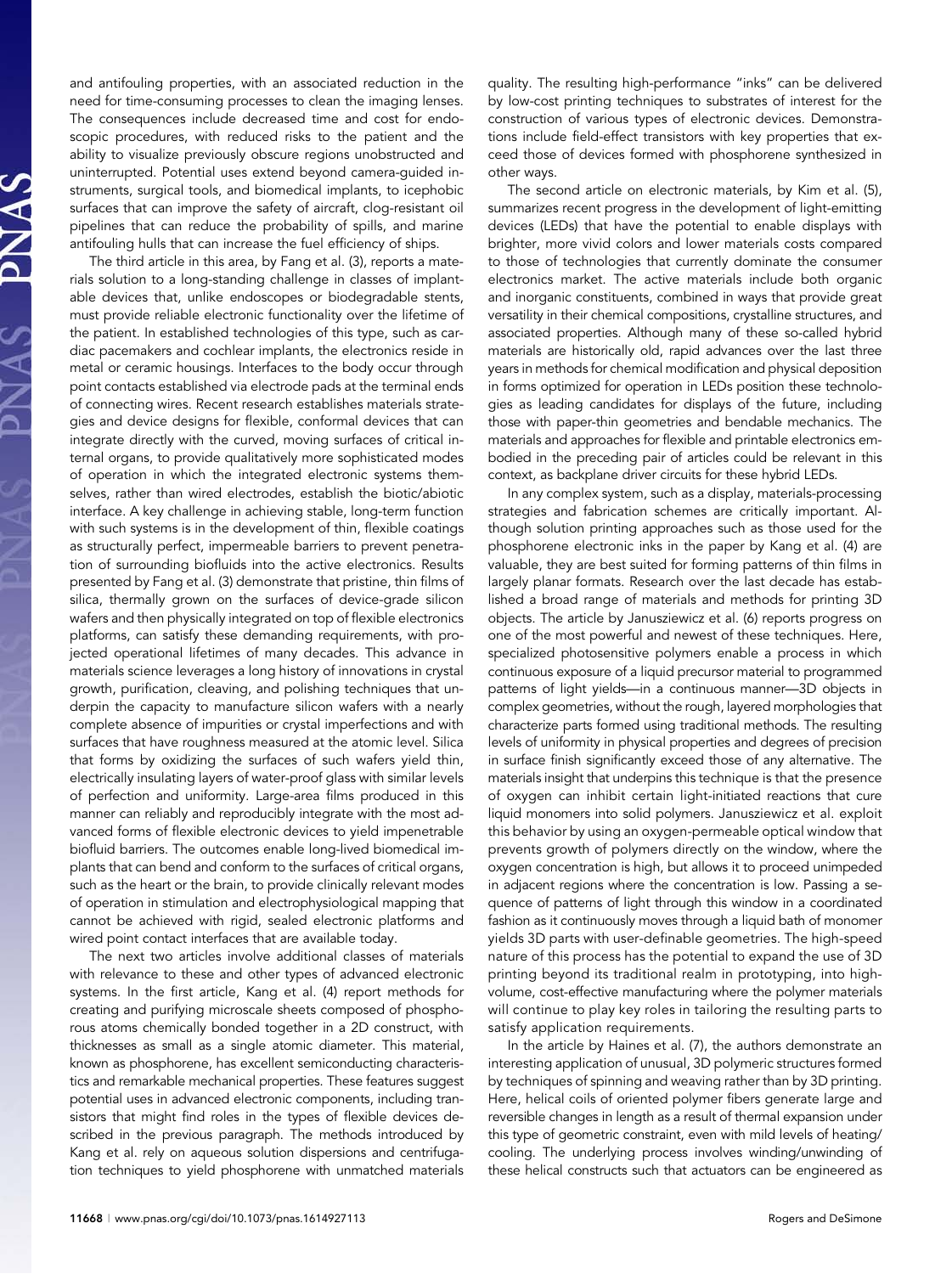and antifouling properties, with an associated reduction in the need for time-consuming processes to clean the imaging lenses. The consequences include decreased time and cost for endoscopic procedures, with reduced risks to the patient and the ability to visualize previously obscure regions unobstructed and uninterrupted. Potential uses extend beyond camera-guided instruments, surgical tools, and biomedical implants, to icephobic surfaces that can improve the safety of aircraft, clog-resistant oil pipelines that can reduce the probability of spills, and marine antifouling hulls that can increase the fuel efficiency of ships.

The third article in this area, by Fang et al. (3), reports a materials solution to a long-standing challenge in classes of implantable devices that, unlike endoscopes or biodegradable stents, must provide reliable electronic functionality over the lifetime of the patient. In established technologies of this type, such as cardiac pacemakers and cochlear implants, the electronics reside in metal or ceramic housings. Interfaces to the body occur through point contacts established via electrode pads at the terminal ends of connecting wires. Recent research establishes materials strategies and device designs for flexible, conformal devices that can integrate directly with the curved, moving surfaces of critical internal organs, to provide qualitatively more sophisticated modes of operation in which the integrated electronic systems themselves, rather than wired electrodes, establish the biotic/abiotic interface. A key challenge in achieving stable, long-term function with such systems is in the development of thin, flexible coatings as structurally perfect, impermeable barriers to prevent penetration of surrounding biofluids into the active electronics. Results presented by Fang et al. (3) demonstrate that pristine, thin films of silica, thermally grown on the surfaces of device-grade silicon wafers and then physically integrated on top of flexible electronics platforms, can satisfy these demanding requirements, with projected operational lifetimes of many decades. This advance in materials science leverages a long history of innovations in crystal growth, purification, cleaving, and polishing techniques that underpin the capacity to manufacture silicon wafers with a nearly complete absence of impurities or crystal imperfections and with surfaces that have roughness measured at the atomic level. Silica that forms by oxidizing the surfaces of such wafers yield thin, electrically insulating layers of water-proof glass with similar levels of perfection and uniformity. Large-area films produced in this manner can reliably and reproducibly integrate with the most advanced forms of flexible electronic devices to yield impenetrable biofluid barriers. The outcomes enable long-lived biomedical implants that can bend and conform to the surfaces of critical organs, such as the heart or the brain, to provide clinically relevant modes of operation in stimulation and electrophysiological mapping that cannot be achieved with rigid, sealed electronic platforms and wired point contact interfaces that are available today.

The next two articles involve additional classes of materials with relevance to these and other types of advanced electronic systems. In the first article, Kang et al. (4) report methods for creating and purifying microscale sheets composed of phosphorous atoms chemically bonded together in a 2D construct, with thicknesses as small as a single atomic diameter. This material, known as phosphorene, has excellent semiconducting characteristics and remarkable mechanical properties. These features suggest potential uses in advanced electronic components, including transistors that might find roles in the types of flexible devices described in the previous paragraph. The methods introduced by Kang et al. rely on aqueous solution dispersions and centrifugation techniques to yield phosphorene with unmatched materials quality. The resulting high-performance "inks" can be delivered by low-cost printing techniques to substrates of interest for the construction of various types of electronic devices. Demonstrations include field-effect transistors with key properties that exceed those of devices formed with phosphorene synthesized in other ways.

The second article on electronic materials, by Kim et al. (5), summarizes recent progress in the development of light-emitting devices (LEDs) that have the potential to enable displays with brighter, more vivid colors and lower materials costs compared to those of technologies that currently dominate the consumer electronics market. The active materials include both organic and inorganic constituents, combined in ways that provide great versatility in their chemical compositions, crystalline structures, and associated properties. Although many of these so-called hybrid materials are historically old, rapid advances over the last three years in methods for chemical modification and physical deposition in forms optimized for operation in LEDs position these technologies as leading candidates for displays of the future, including those with paper-thin geometries and bendable mechanics. The materials and approaches for flexible and printable electronics embodied in the preceding pair of articles could be relevant in this context, as backplane driver circuits for these hybrid LEDs.

In any complex system, such as a display, materials-processing strategies and fabrication schemes are critically important. Although solution printing approaches such as those used for the phosphorene electronic inks in the paper by Kang et al. (4) are valuable, they are best suited for forming patterns of thin films in largely planar formats. Research over the last decade has established a broad range of materials and methods for printing 3D objects. The article by Janusziewicz et al. (6) reports progress on one of the most powerful and newest of these techniques. Here, specialized photosensitive polymers enable a process in which continuous exposure of a liquid precursor material to programmed patterns of light yields—in a continuous manner—3D objects in complex geometries, without the rough, layered morphologies that characterize parts formed using traditional methods. The resulting levels of uniformity in physical properties and degrees of precision in surface finish significantly exceed those of any alternative. The materials insight that underpins this technique is that the presence of oxygen can inhibit certain light-initiated reactions that cure liquid monomers into solid polymers. Janusziewicz et al. exploit this behavior by using an oxygen-permeable optical window that prevents growth of polymers directly on the window, where the oxygen concentration is high, but allows it to proceed unimpeded in adjacent regions where the concentration is low. Passing a sequence of patterns of light through this window in a coordinated fashion as it continuously moves through a liquid bath of monomer yields 3D parts with user-definable geometries. The high-speed nature of this process has the potential to expand the use of 3D printing beyond its traditional realm in prototyping, into high-volume, cost-effective manufacturing where the polymer materials will continue to play key roles in tailoring the resulting parts to satisfy application requirements.

In the article by Haines et al. (7), the authors demonstrate an interesting application of unusual, 3D polymeric structures formed by techniques of spinning and weaving rather than by 3D printing. Here, helical coils of oriented polymer fibers generate large and reversible changes in length as a result of thermal expansion under this type of geometric constraint, even with mild levels of heating/cooling. The underlying process involves winding/unwinding of these helical constructs such that actuators can be engineered as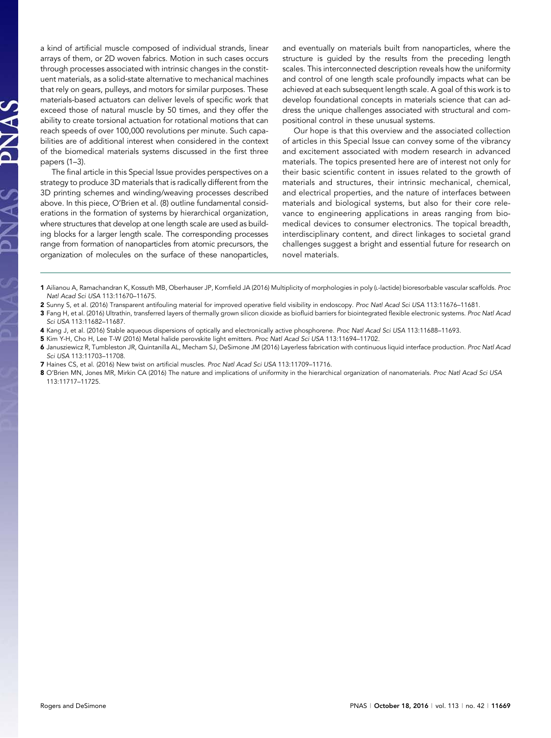a kind of artificial muscle composed of individual strands, linear arrays of them, or 2D woven fabrics. Motion in such cases occurs through processes associated with intrinsic changes in the constituent materials, as a solid-state alternative to mechanical machines that rely on gears, pulleys, and motors for similar purposes. These materials-based actuators can deliver levels of specific work that exceed those of natural muscle by 50 times, and they offer the ability to create torsional actuation for rotational motions that can reach speeds of over 100,000 revolutions per minute. Such capabilities are of additional interest when considered in the context of the biomedical materials systems discussed in the first three papers (1–3).

The final article in this Special Issue provides perspectives on a strategy to produce 3D materials that is radically different from the 3D printing schemes and winding/weaving processes described above. In this piece, O'Brien et al. (8) outline fundamental considerations in the formation of systems by hierarchical organization, where structures that develop at one length scale are used as building blocks for a larger length scale. The corresponding processes range from formation of nanoparticles from atomic precursors, the organization of molecules on the surface of these nanoparticles, and eventually on materials built from nanoparticles, where the structure is guided by the results from the preceding length scales. This interconnected description reveals how the uniformity and control of one length scale profoundly impacts what can be achieved at each subsequent length scale. A goal of this work is to develop foundational concepts in materials science that can address the unique challenges associated with structural and compositional control in these unusual systems.

Our hope is that this overview and the associated collection of articles in this Special Issue can convey some of the vibrancy and excitement associated with modern research in advanced materials. The topics presented here are of interest not only for their basic scientific content in issues related to the growth of materials and structures, their intrinsic mechanical, chemical, and electrical properties, and the nature of interfaces between materials and biological systems, but also for their core relevance to engineering applications in areas ranging from biomedical devices to consumer electronics. The topical breadth, interdisciplinary content, and direct linkages to societal grand challenges suggest a bright and essential future for research on novel materials.

1 Ailianou A, Ramachandran K, Kossuth MB, Oberhauser JP, Kornfield JA (2016) Multiplicity of morphologies in poly (L-lactide) bioresorbable vascular scaffolds. *Proc Natl Acad Sci USA* 113:11670–11675.

2 Sunny S, et al. (2016) Transparent antifouling material for improved operative field visibility in endoscopy. *Proc Natl Acad Sci USA* 113:11676–11681.

3 Fang H, et al. (2016) Ultrathin, transferred layers of thermally grown silicon dioxide as biofluid barriers for biointegrated flexible electronic systems. *Proc Natl Acad Sci USA* 113:11682–11687.

4 Kang J, et al. (2016) Stable aqueous dispersions of optically and electronically active phosphorene. *Proc Natl Acad Sci USA* 113:11688–11693.

5 Kim Y-H, Cho H, Lee T-W (2016) Metal halide perovskite light emitters. *Proc Natl Acad Sci USA* 113:11694–11702.

6 Janusziewicz R, Tumbleston JR, Quintanilla AL, Mecham SJ, DeSimone JM (2016) Layerless fabrication with continuous liquid interface production. *Proc Natl Acad Sci USA* 113:11703–11708.

7 Haines CS, et al. (2016) New twist on artificial muscles. *Proc Natl Acad Sci USA* 113:11709–11716.

8 O'Brien MN, Jones MR, Mirkin CA (2016) The nature and implications of uniformity in the hierarchical organization of nanomaterials. *Proc Natl Acad Sci USA* 113:11717–11725.